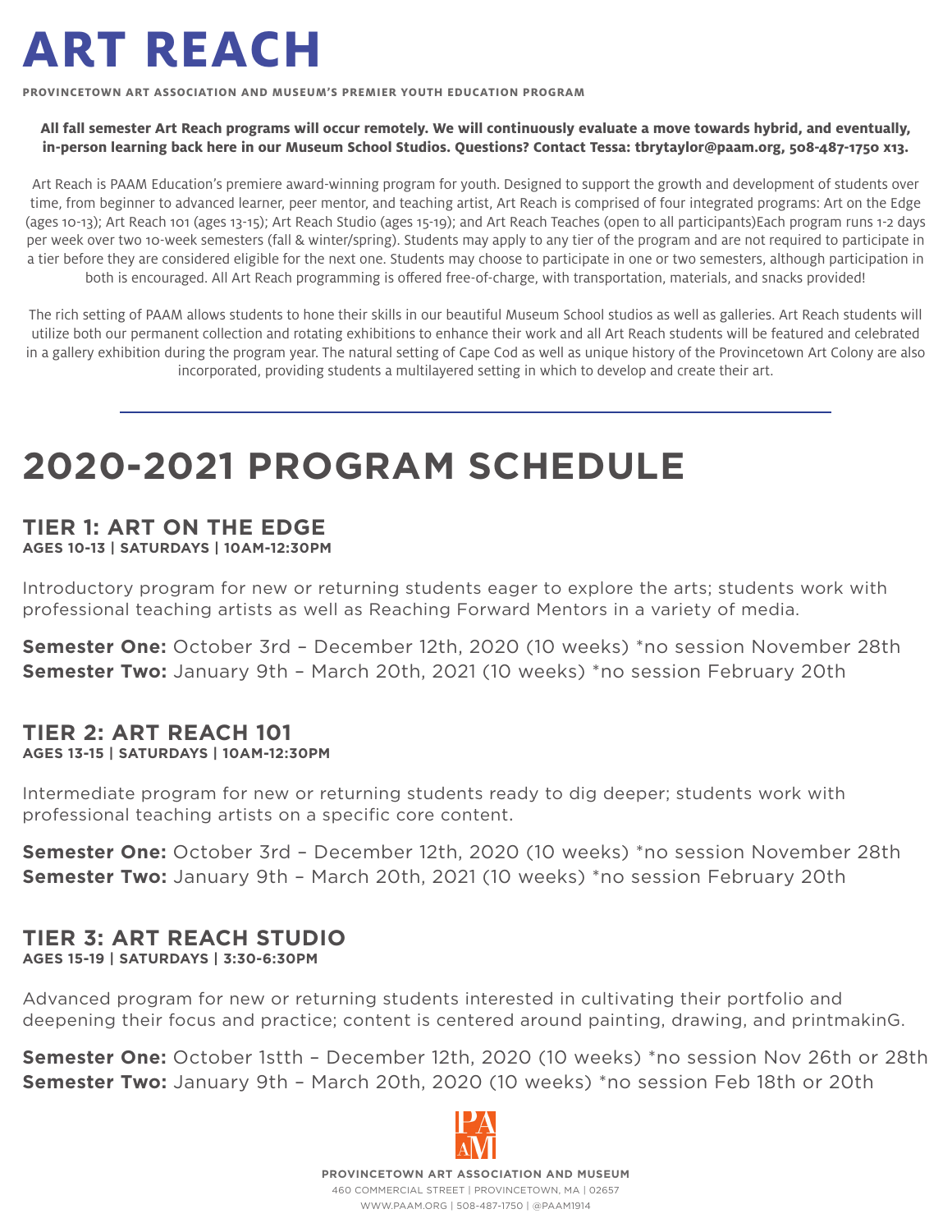# ART REACH

**PROVINCETOWN ART ASSOCIATION AND MUSEUM'S PREMIER YOUTH EDUCATION PROGRAM**

**All fall semester Art Reach programs will occur remotely. We will continuously evaluate a move towards hybrid, and eventually, in-person learning back here in our Museum School Studios. Questions? Contact Tessa: tbrytaylor@paam.org, 508-487-1750 x13.**

Art Reach is PAAM Education's premiere award-winning program for youth. Designed to support the growth and development of students over time, from beginner to advanced learner, peer mentor, and teaching artist, Art Reach is comprised of four integrated programs: Art on the Edge (ages 10-13); Art Reach 101 (ages 13-15); Art Reach Studio (ages 15-19); and Art Reach Teaches (open to all participants)Each program runs 1-2 days per week over two 10-week semesters (fall & winter/spring). Students may apply to any tier of the program and are not required to participate in a tier before they are considered eligible for the next one. Students may choose to participate in one or two semesters, although participation in both is encouraged. All Art Reach programming is offered free-of-charge, with transportation, materials, and snacks provided!

The rich setting of PAAM allows students to hone their skills in our beautiful Museum School studios as well as galleries. Art Reach students will utilize both our permanent collection and rotating exhibitions to enhance their work and all Art Reach students will be featured and celebrated in a gallery exhibition during the program year. The natural setting of Cape Cod as well as unique history of the Provincetown Art Colony are also incorporated, providing students a multilayered setting in which to develop and create their art.

---

## 2020-2021 PROGRAM SCHEDULE

### TIER 1: ART ON THE EDGE
**AGES 10-13 | SATURDAYS | 10AM-12:30PM**

Introductory program for new or returning students eager to explore the arts; students work with professional teaching artists as well as Reaching Forward Mentors in a variety of media.

**Semester One:** October 3rd – December 12th, 2020 (10 weeks) *no session November 28th
**Semester Two:** January 9th – March 20th, 2021 (10 weeks) *no session February 20th

### TIER 2: ART REACH 101
**AGES 13-15 | SATURDAYS | 10AM-12:30PM**

Intermediate program for new or returning students ready to dig deeper; students work with professional teaching artists on a specific core content.

**Semester One:** October 3rd – December 12th, 2020 (10 weeks) *no session November 28th
**Semester Two:** January 9th – March 20th, 2021 (10 weeks) *no session February 20th

### TIER 3: ART REACH STUDIO
**AGES 15-19 | SATURDAYS | 3:30-6:30PM**

Advanced program for new or returning students interested in cultivating their portfolio and deepening their focus and practice; content is centered around painting, drawing, and printmakinG.

**Semester One:** October 1stth – December 12th, 2020 (10 weeks) *no session Nov 26th or 28th
**Semester Two:** January 9th – March 20th, 2020 (10 weeks) *no session Feb 18th or 20th

**PROVINCETOWN ART ASSOCIATION AND MUSEUM**
460 COMMERCIAL STREET | PROVINCETOWN, MA | 02657
WWW.PAAM.ORG | 508-487-1750 | @PAAM1914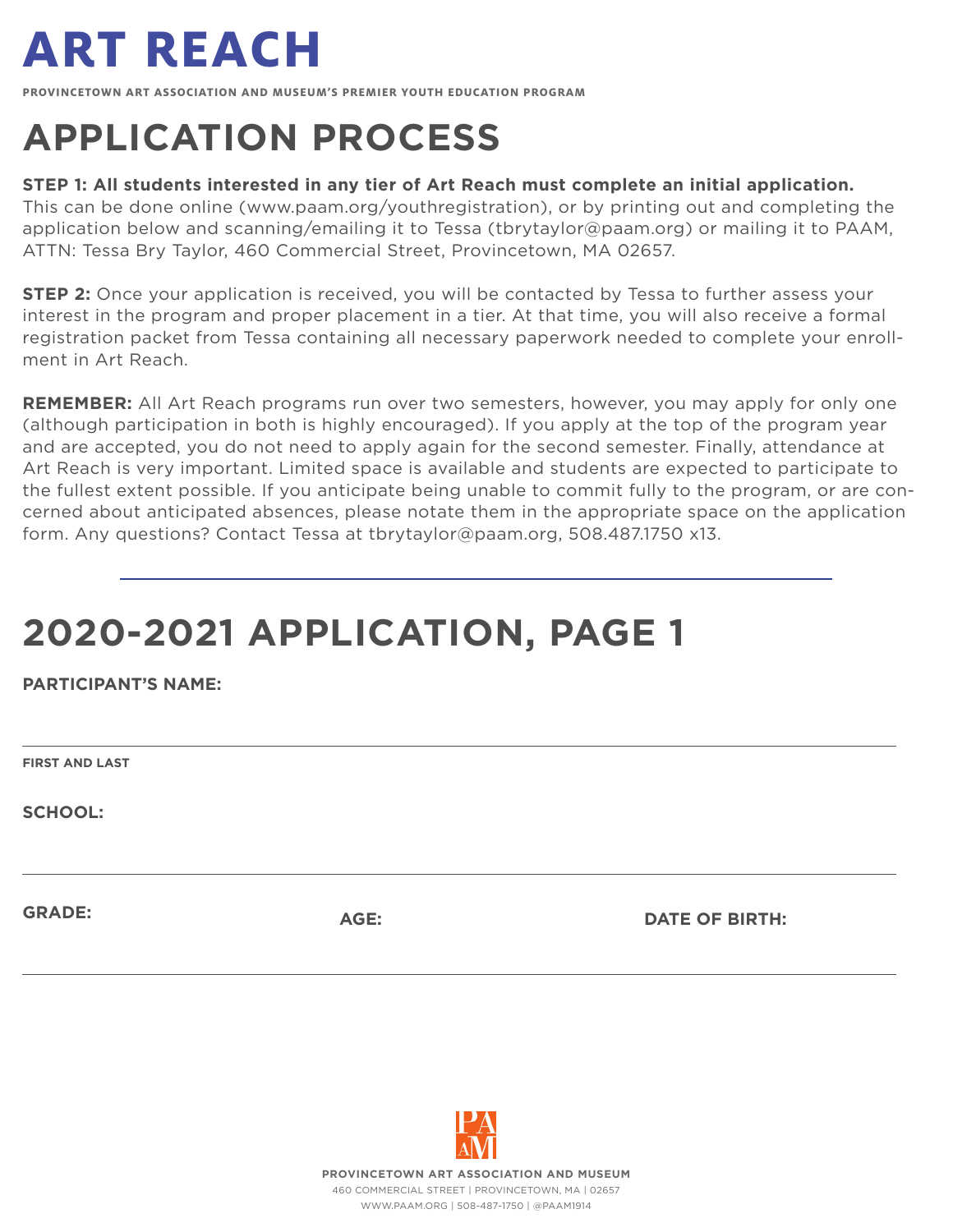# ART REACH

**PROVINCETOWN ART ASSOCIATION AND MUSEUM'S PREMIER YOUTH EDUCATION PROGRAM**

## APPLICATION PROCESS

**STEP 1: All students interested in any tier of Art Reach must complete an initial application.** This can be done online (www.paam.org/youthregistration), or by printing out and completing the application below and scanning/emailing it to Tessa (tbrytaylor@paam.org) or mailing it to PAAM, ATTN: Tessa Bry Taylor, 460 Commercial Street, Provincetown, MA 02657.

**STEP 2:** Once your application is received, you will be contacted by Tessa to further assess your interest in the program and proper placement in a tier. At that time, you will also receive a formal registration packet from Tessa containing all necessary paperwork needed to complete your enrollment in Art Reach.

**REMEMBER:** All Art Reach programs run over two semesters, however, you may apply for only one (although participation in both is highly encouraged). If you apply at the top of the program year and are accepted, you do not need to apply again for the second semester. Finally, attendance at Art Reach is very important. Limited space is available and students are expected to participate to the fullest extent possible. If you anticipate being unable to commit fully to the program, or are concerned about anticipated absences, please notate them in the appropriate space on the application form. Any questions? Contact Tessa at tbrytaylor@paam.org, 508.487.1750 x13.

---

## 2020-2021 APPLICATION, PAGE 1

**PARTICIPANT'S NAME:**

______________________________________________

**FIRST AND LAST**

**SCHOOL:**

______________________________________________

**GRADE:** **AGE:** **DATE OF BIRTH:**

______________________________________________

**PROVINCETOWN ART ASSOCIATION AND MUSEUM**
460 COMMERCIAL STREET | PROVINCETOWN, MA | 02657
WWW.PAAM.ORG | 508-487-1750 | @PAAM1914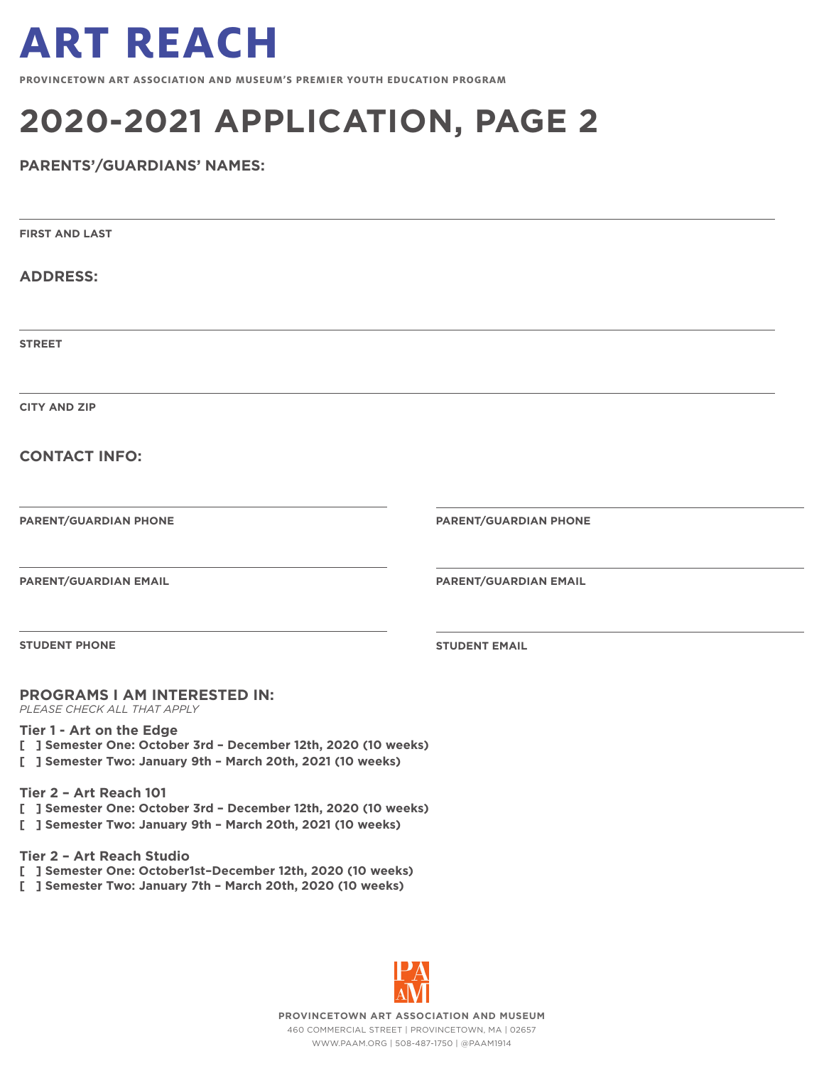# ART REACH

**PROVINCETOWN ART ASSOCIATION AND MUSEUM'S PREMIER YOUTH EDUCATION PROGRAM**

# 2020-2021 APPLICATION, PAGE 2

## PARENTS'/GUARDIANS' NAMES:

FIRST AND LAST

## ADDRESS:

STREET

CITY AND ZIP

## CONTACT INFO:

PARENT/GUARDIAN PHONE

PARENT/GUARDIAN PHONE

PARENT/GUARDIAN EMAIL

PARENT/GUARDIAN EMAIL

STUDENT PHONE

STUDENT EMAIL

## PROGRAMS I AM INTERESTED IN:

*PLEASE CHECK ALL THAT APPLY*

**Tier 1 - Art on the Edge**

**[ ] Semester One: October 3rd – December 12th, 2020 (10 weeks)**
**[ ] Semester Two: January 9th – March 20th, 2021 (10 weeks)**

**Tier 2 – Art Reach 101**

**[ ] Semester One: October 3rd – December 12th, 2020 (10 weeks)**
**[ ] Semester Two: January 9th – March 20th, 2021 (10 weeks)**

**Tier 2 – Art Reach Studio**

**[ ] Semester One: October1st–December 12th, 2020 (10 weeks)**
**[ ] Semester Two: January 7th – March 20th, 2020 (10 weeks)**

**PROVINCETOWN ART ASSOCIATION AND MUSEUM**
460 COMMERCIAL STREET | PROVINCETOWN, MA | 02657
WWW.PAAM.ORG | 508-487-1750 | @PAAM1914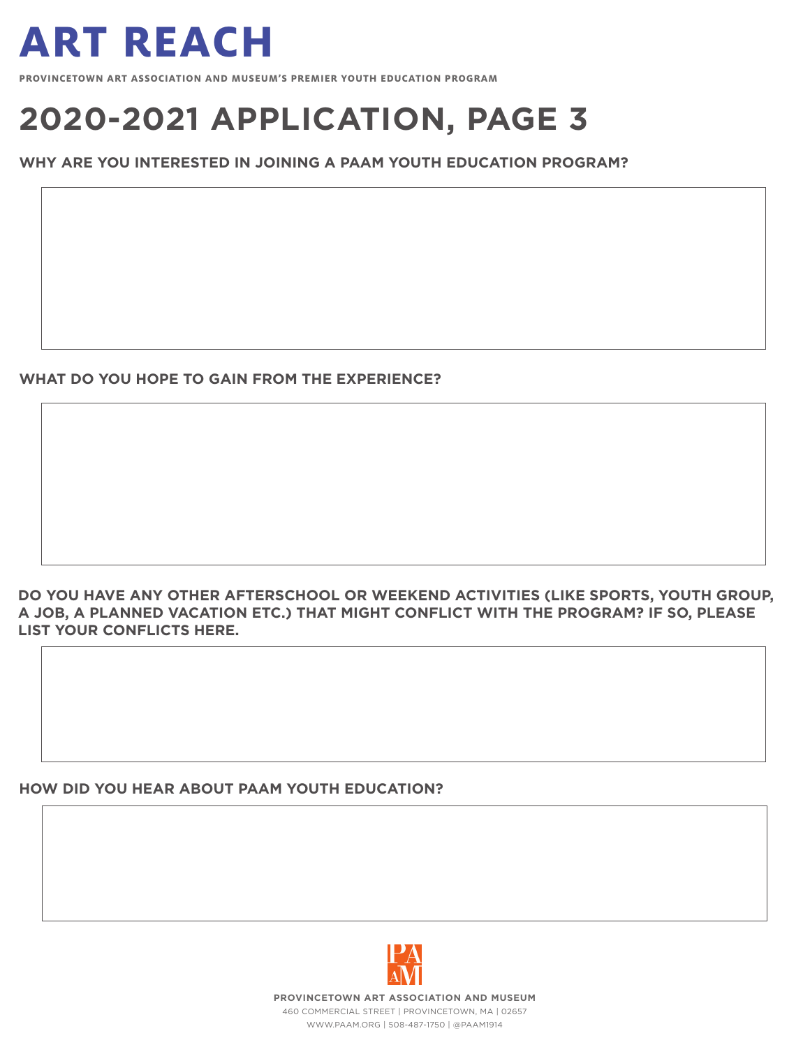# ART REACH

**PROVINCETOWN ART ASSOCIATION AND MUSEUM'S PREMIER YOUTH EDUCATION PROGRAM**

# 2020-2021 APPLICATION, PAGE 3

**WHY ARE YOU INTERESTED IN JOINING A PAAM YOUTH EDUCATION PROGRAM?**

**WHAT DO YOU HOPE TO GAIN FROM THE EXPERIENCE?**

**DO YOU HAVE ANY OTHER AFTERSCHOOL OR WEEKEND ACTIVITIES (LIKE SPORTS, YOUTH GROUP, A JOB, A PLANNED VACATION ETC.) THAT MIGHT CONFLICT WITH THE PROGRAM? IF SO, PLEASE LIST YOUR CONFLICTS HERE.**

**HOW DID YOU HEAR ABOUT PAAM YOUTH EDUCATION?**

**PROVINCETOWN ART ASSOCIATION AND MUSEUM**
460 COMMERCIAL STREET | PROVINCETOWN, MA | 02657
WWW.PAAM.ORG | 508-487-1750 | @PAAM1914